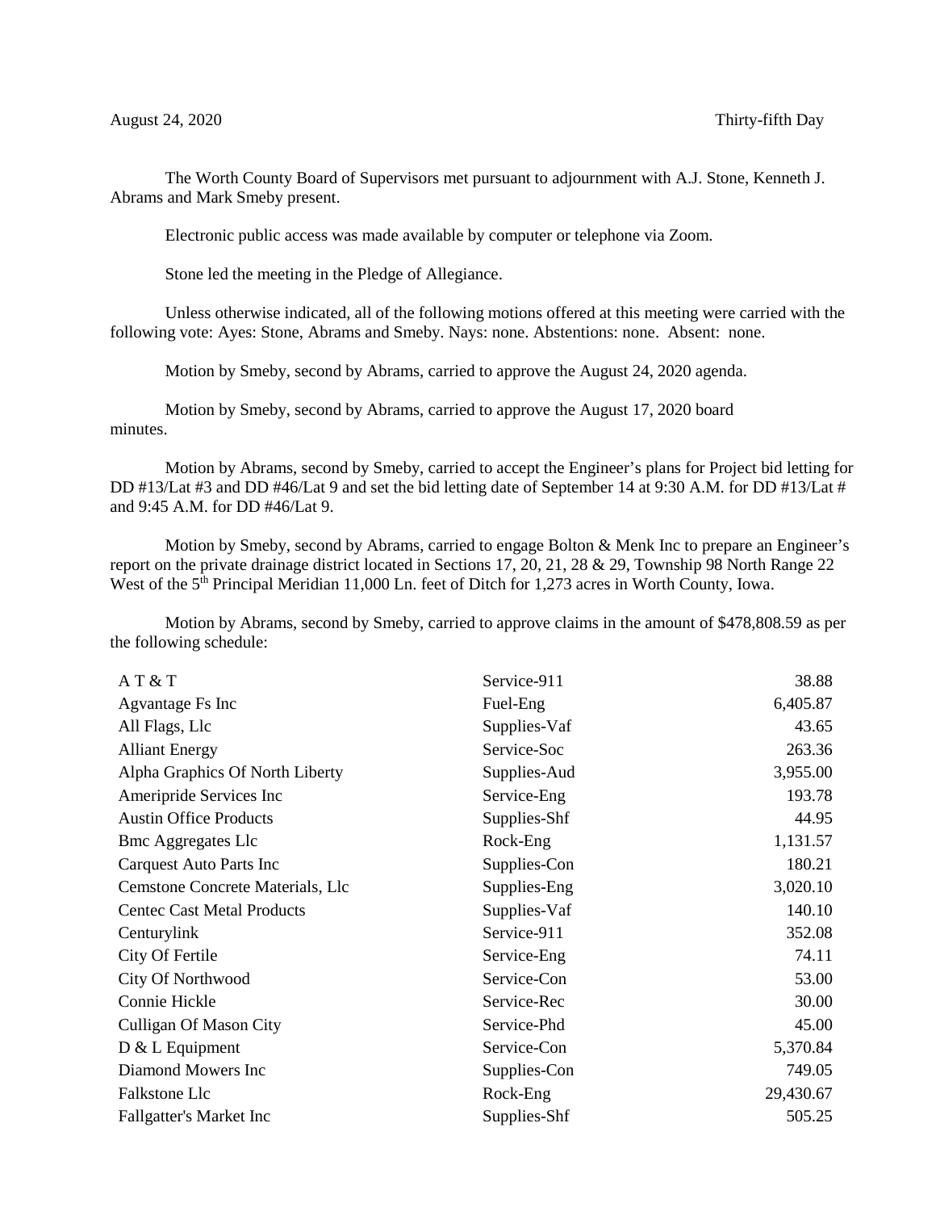August 24, 2020 Thirty-fifth Day

The Worth County Board of Supervisors met pursuant to adjournment with A.J. Stone, Kenneth J. Abrams and Mark Smeby present.

Electronic public access was made available by computer or telephone via Zoom.

Stone led the meeting in the Pledge of Allegiance.

Unless otherwise indicated, all of the following motions offered at this meeting were carried with the following vote: Ayes: Stone, Abrams and Smeby. Nays: none. Abstentions: none. Absent: none.

Motion by Smeby, second by Abrams, carried to approve the August 24, 2020 agenda.

Motion by Smeby, second by Abrams, carried to approve the August 17, 2020 board minutes.

Motion by Abrams, second by Smeby, carried to accept the Engineer's plans for Project bid letting for DD #13/Lat #3 and DD #46/Lat 9 and set the bid letting date of September 14 at 9:30 A.M. for DD #13/Lat # and 9:45 A.M. for DD #46/Lat 9.

Motion by Smeby, second by Abrams, carried to engage Bolton & Menk Inc to prepare an Engineer's report on the private drainage district located in Sections 17, 20, 21, 28 & 29, Township 98 North Range 22 West of the 5th Principal Meridian 11,000 Ln. feet of Ditch for 1,273 acres in Worth County, Iowa.

Motion by Abrams, second by Smeby, carried to approve claims in the amount of $478,808.59 as per the following schedule:

| | | |
|---|---|---|
| A T & T | Service-911 | 38.88 |
| Agvantage Fs Inc | Fuel-Eng | 6,405.87 |
| All Flags, Llc | Supplies-Vaf | 43.65 |
| Alliant Energy | Service-Soc | 263.36 |
| Alpha Graphics Of North Liberty | Supplies-Aud | 3,955.00 |
| Ameripride Services Inc | Service-Eng | 193.78 |
| Austin Office Products | Supplies-Shf | 44.95 |
| Bmc Aggregates Llc | Rock-Eng | 1,131.57 |
| Carquest Auto Parts Inc | Supplies-Con | 180.21 |
| Cemstone Concrete Materials, Llc | Supplies-Eng | 3,020.10 |
| Centec Cast Metal Products | Supplies-Vaf | 140.10 |
| Centurylink | Service-911 | 352.08 |
| City Of Fertile | Service-Eng | 74.11 |
| City Of Northwood | Service-Con | 53.00 |
| Connie Hickle | Service-Rec | 30.00 |
| Culligan Of Mason City | Service-Phd | 45.00 |
| D & L Equipment | Service-Con | 5,370.84 |
| Diamond Mowers Inc | Supplies-Con | 749.05 |
| Falkstone Llc | Rock-Eng | 29,430.67 |
| Fallgatter's Market Inc | Supplies-Shf | 505.25 |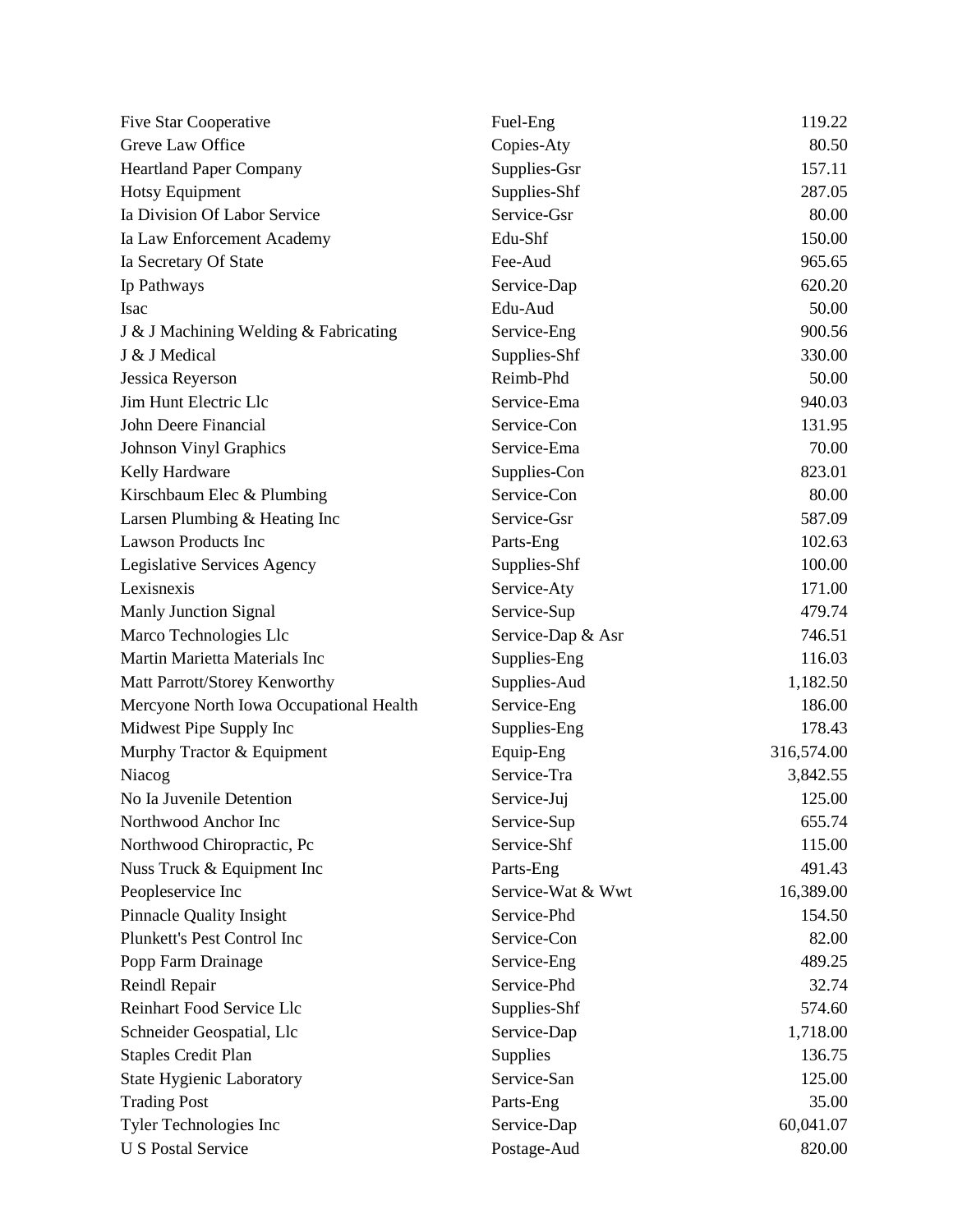| | | |
|---|---|---|
| Five Star Cooperative | Fuel-Eng | 119.22 |
| Greve Law Office | Copies-Aty | 80.50 |
| Heartland Paper Company | Supplies-Gsr | 157.11 |
| Hotsy Equipment | Supplies-Shf | 287.05 |
| Ia Division Of Labor Service | Service-Gsr | 80.00 |
| Ia Law Enforcement Academy | Edu-Shf | 150.00 |
| Ia Secretary Of State | Fee-Aud | 965.65 |
| Ip Pathways | Service-Dap | 620.20 |
| Isac | Edu-Aud | 50.00 |
| J & J Machining Welding & Fabricating | Service-Eng | 900.56 |
| J & J Medical | Supplies-Shf | 330.00 |
| Jessica Reyerson | Reimb-Phd | 50.00 |
| Jim Hunt Electric Llc | Service-Ema | 940.03 |
| John Deere Financial | Service-Con | 131.95 |
| Johnson Vinyl Graphics | Service-Ema | 70.00 |
| Kelly Hardware | Supplies-Con | 823.01 |
| Kirschbaum Elec & Plumbing | Service-Con | 80.00 |
| Larsen Plumbing & Heating Inc | Service-Gsr | 587.09 |
| Lawson Products Inc | Parts-Eng | 102.63 |
| Legislative Services Agency | Supplies-Shf | 100.00 |
| Lexisnexis | Service-Aty | 171.00 |
| Manly Junction Signal | Service-Sup | 479.74 |
| Marco Technologies Llc | Service-Dap & Asr | 746.51 |
| Martin Marietta Materials Inc | Supplies-Eng | 116.03 |
| Matt Parrott/Storey Kenworthy | Supplies-Aud | 1,182.50 |
| Mercyone North Iowa Occupational Health | Service-Eng | 186.00 |
| Midwest Pipe Supply Inc | Supplies-Eng | 178.43 |
| Murphy Tractor & Equipment | Equip-Eng | 316,574.00 |
| Niacog | Service-Tra | 3,842.55 |
| No Ia Juvenile Detention | Service-Juj | 125.00 |
| Northwood Anchor Inc | Service-Sup | 655.74 |
| Northwood Chiropractic, Pc | Service-Shf | 115.00 |
| Nuss Truck & Equipment Inc | Parts-Eng | 491.43 |
| Peopleservice Inc | Service-Wat & Wwt | 16,389.00 |
| Pinnacle Quality Insight | Service-Phd | 154.50 |
| Plunkett's Pest Control Inc | Service-Con | 82.00 |
| Popp Farm Drainage | Service-Eng | 489.25 |
| Reindl Repair | Service-Phd | 32.74 |
| Reinhart Food Service Llc | Supplies-Shf | 574.60 |
| Schneider Geospatial, Llc | Service-Dap | 1,718.00 |
| Staples Credit Plan | Supplies | 136.75 |
| State Hygienic Laboratory | Service-San | 125.00 |
| Trading Post | Parts-Eng | 35.00 |
| Tyler Technologies Inc | Service-Dap | 60,041.07 |
| U S Postal Service | Postage-Aud | 820.00 |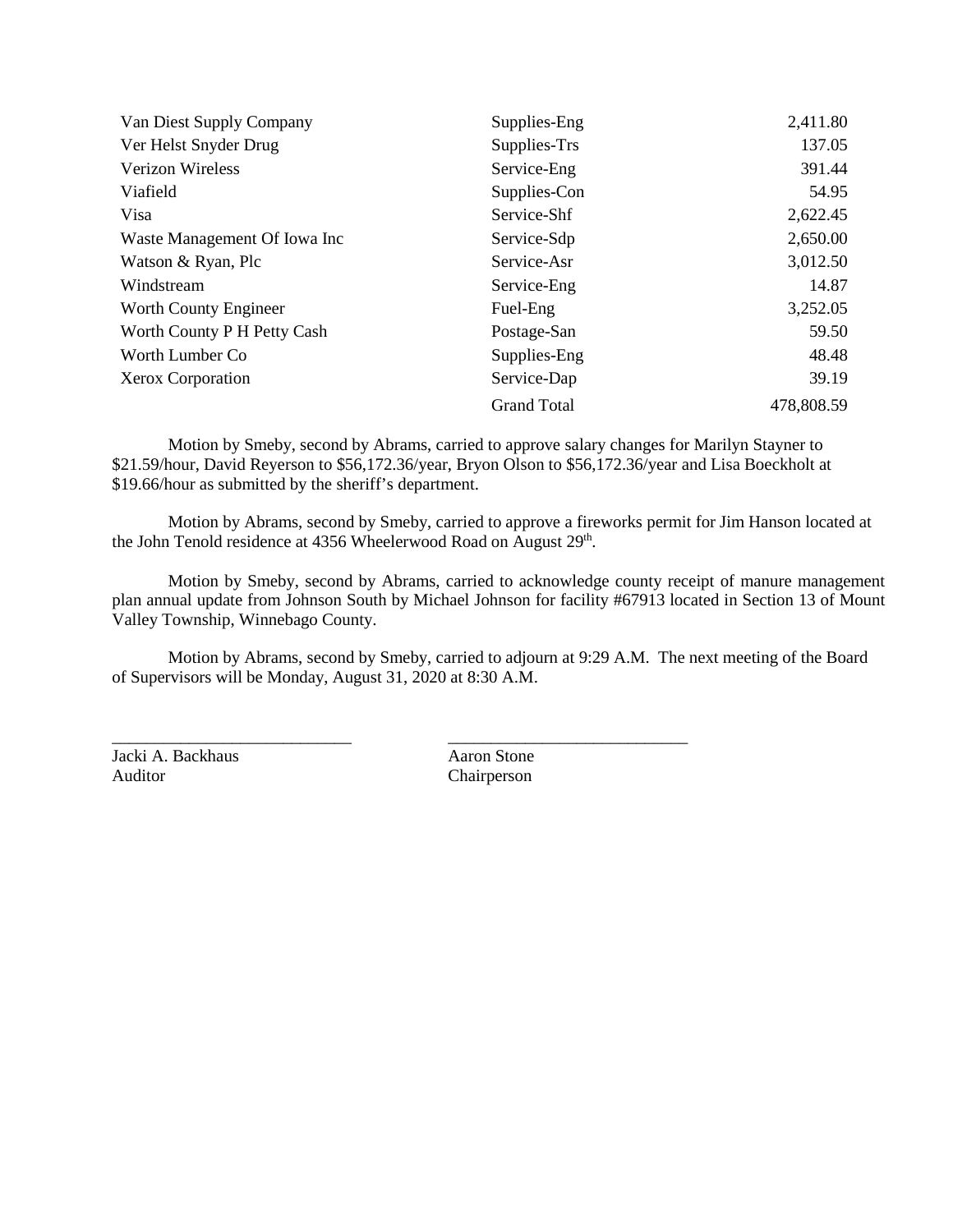| | | |
|---|---|---|
| Van Diest Supply Company | Supplies-Eng | 2,411.80 |
| Ver Helst Snyder Drug | Supplies-Trs | 137.05 |
| Verizon Wireless | Service-Eng | 391.44 |
| Viafield | Supplies-Con | 54.95 |
| Visa | Service-Shf | 2,622.45 |
| Waste Management Of Iowa Inc | Service-Sdp | 2,650.00 |
| Watson & Ryan, Plc | Service-Asr | 3,012.50 |
| Windstream | Service-Eng | 14.87 |
| Worth County Engineer | Fuel-Eng | 3,252.05 |
| Worth County P H Petty Cash | Postage-San | 59.50 |
| Worth Lumber Co | Supplies-Eng | 48.48 |
| Xerox Corporation | Service-Dap | 39.19 |
| | Grand Total | 478,808.59 |

Motion by Smeby, second by Abrams, carried to approve salary changes for Marilyn Stayner to \$21.59/hour, David Reyerson to \$56,172.36/year, Bryon Olson to \$56,172.36/year and Lisa Boeckholt at \$19.66/hour as submitted by the sheriff's department.

Motion by Abrams, second by Smeby, carried to approve a fireworks permit for Jim Hanson located at the John Tenold residence at 4356 Wheelerwood Road on August 29th.

Motion by Smeby, second by Abrams, carried to acknowledge county receipt of manure management plan annual update from Johnson South by Michael Johnson for facility #67913 located in Section 13 of Mount Valley Township, Winnebago County.

Motion by Abrams, second by Smeby, carried to adjourn at 9:29 A.M. The next meeting of the Board of Supervisors will be Monday, August 31, 2020 at 8:30 A.M.

\_\_\_\_\_\_\_\_\_\_\_\_\_\_\_\_\_\_\_\_\_\_\_\_\_\_\_\_ \_\_\_\_\_\_\_\_\_\_\_\_\_\_\_\_\_\_\_\_\_\_\_\_\_\_\_\_

Jacki A. Backhaus — Auditor

Aaron Stone — Chairperson